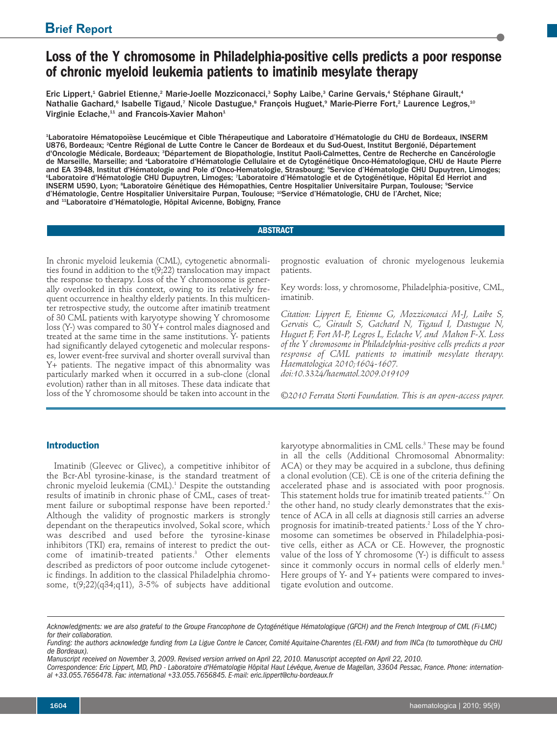Brief Report

# Loss of the Y chromosome in Philadelphia-positive cells predicts a poor response of chronic myeloid leukemia patients to imatinib mesylate therapy

Eric Lippert,[1] Gabriel Etienne,[2] Marie-Joelle Mozziconacci,[3] Sophy Laibe,[3] Carine Gervais,[4] Stéphane Girault,[4] Nathalie Gachard,[6] Isabelle Tigaud,[7] Nicole Dastugue,[8] François Huguet,[9] Marie-Pierre Fort,[2] Laurence Legros,[10] Virginie Eclache,[11] and Francois-Xavier Mahon[1]

[1]Laboratoire Hématopoïèse Leucémique et Cible Thérapeutique and Laboratoire d'Hématologie du CHU de Bordeaux, INSERM U876, Bordeaux; [2]Centre Régional de Lutte Contre le Cancer de Bordeaux et du Sud-Ouest, Institut Bergonié, Département d'Oncologie Médicale, Bordeaux; [3]Département de Biopathologie, Institut Paoli-Calmettes, Centre de Recherche en Cancérologie de Marseille, Marseille; and [4]Laboratoire d'Hématologie Cellulaire et de Cytogénétique Onco-Hématologique, CHU de Haute Pierre and EA 3948, Institut d'Hématologie and Pole d'Onco-Hematologie, Strasbourg; [5]Service d'Hématologie CHU Dupuytren, Limoges; [6]Laboratoire d'Hématologie CHU Dupuytren, Limoges; [7]Laboratoire d'Hématologie et de Cytogénétique, Hôpital Ed Herriot and INSERM U590, Lyon; [8]Laboratoire Génétique des Hémopathies, Centre Hospitalier Universitaire Purpan, Toulouse; [9]Service d'Hématologie, Centre Hospitalier Universitaire Purpan, Toulouse; [10]Service d'Hématologie, CHU de l'Archet, Nice; and [11]Laboratoire d'Hématologie, Hôpital Avicenne, Bobigny, France

## ABSTRACT

In chronic myeloid leukemia (CML), cytogenetic abnormalities found in addition to the t(9;22) translocation may impact the response to therapy. Loss of the Y chromosome is generally overlooked in this context, owing to its relatively frequent occurrence in healthy elderly patients. In this multicenter retrospective study, the outcome after imatinib treatment of 30 CML patients with karyotype showing Y chromosome loss (Y-) was compared to 30 Y+ control males diagnosed and treated at the same time in the same institutions. Y- patients had significantly delayed cytogenetic and molecular responses, lower event-free survival and shorter overall survival than Y+ patients. The negative impact of this abnormality was particularly marked when it occurred in a sub-clone (clonal evolution) rather than in all mitoses. These data indicate that loss of the Y chromosome should be taken into account in the prognostic evaluation of chronic myelogenous leukemia patients.

Key words: loss, y chromosome, Philadelphia-positive, CML, imatinib.

*Citation: Lippert E, Etienne G, Mozziconacci M-J, Laibe S, Gervais C, Girault S, Gachard N, Tigaud I, Dastugue N, Huguet F, Fort M-P, Legros L, Eclache V, and Mahon F-X. Loss of the Y chromosome in Philadelphia-positive cells predicts a poor response of CML patients to imatinib mesylate therapy. Haematologica 2010;1604-1607. doi:10.3324/haematol.2009.019109*

*©2010 Ferrata Storti Foundation. This is an open-access paper.*

## Introduction

Imatinib (Gleevec or Glivec), a competitive inhibitor of the Bcr-Abl tyrosine-kinase, is the standard treatment of chronic myeloid leukemia (CML).[1] Despite the outstanding results of imatinib in chronic phase of CML, cases of treatment failure or suboptimal response have been reported.[2] Although the validity of prognostic markers is strongly dependant on the therapeutics involved, Sokal score, which was described and used before the tyrosine-kinase inhibitors (TKI) era, remains of interest to predict the outcome of imatinib-treated patients.[3] Other elements described as predictors of poor outcome include cytogenetic findings. In addition to the classical Philadelphia chromosome, t(9;22)(q34;q11), 3-5% of subjects have additional karyotype abnormalities in CML cells.[3] These may be found in all the cells (Additional Chromosomal Abnormality: ACA) or they may be acquired in a subclone, thus defining a clonal evolution (CE). CE is one of the criteria defining the accelerated phase and is associated with poor prognosis. This statement holds true for imatinib treated patients.[4-7] On the other hand, no study clearly demonstrates that the existence of ACA in all cells at diagnosis still carries an adverse prognosis for imatinib-treated patients.[2] Loss of the Y chromosome can sometimes be observed in Philadelphia-positive cells, either as ACA or CE. However, the prognostic value of the loss of Y chromosome (Y-) is difficult to assess since it commonly occurs in normal cells of elderly men.[8] Here groups of Y- and Y+ patients were compared to investigate evolution and outcome.

*Acknowledgments: we are also grateful to the Groupe Francophone de Cytogénétique Hématologique (GFCH) and the French Intergroup of CML (Fi-LMC) for their collaboration.*
*Funding: the authors acknowledge funding from La Ligue Contre le Cancer, Comité Aquitaine-Charentes (EL-FXM) and from INCa (to tumorothèque du CHU de Bordeaux).*
*Manuscript received on November 3, 2009. Revised version arrived on April 22, 2010. Manuscript accepted on April 22, 2010.*
*Correspondence: Eric Lippert, MD, PhD - Laboratoire d'Hématologie Hôpital Haut Lévêque, Avenue de Magellan, 33604 Pessac, France. Phone: international +33.055.7656478. Fax: international +33.055.7656845. E-mail: eric.lippert@chu-bordeaux.fr*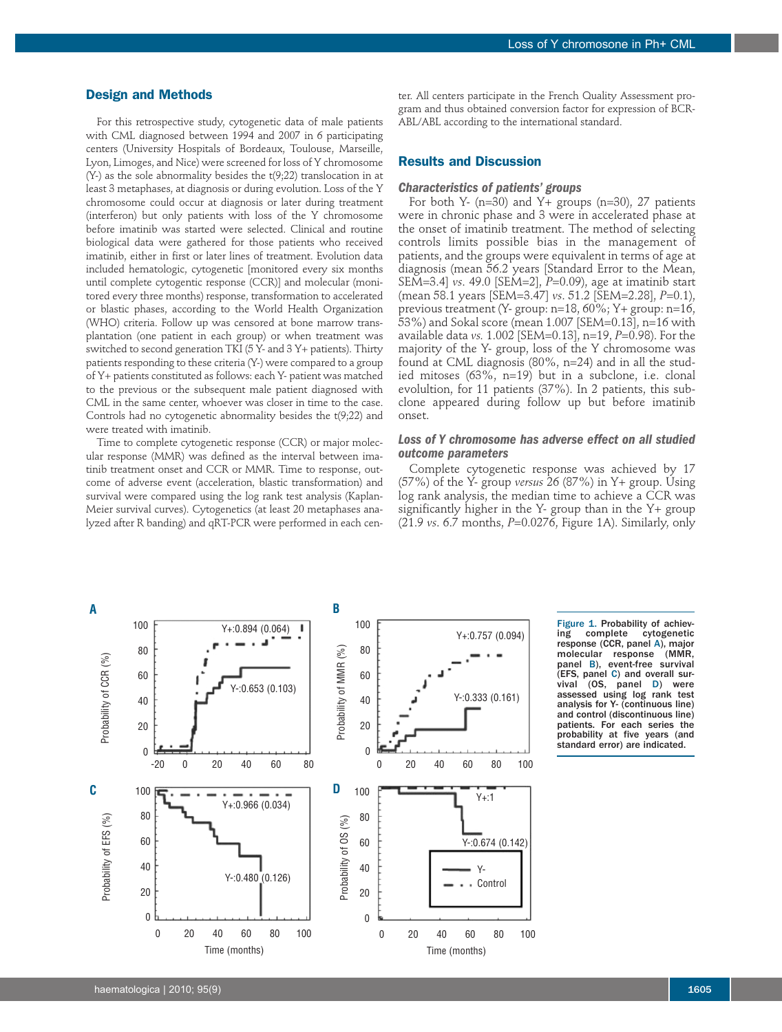## Design and Methods

For this retrospective study, cytogenetic data of male patients with CML diagnosed between 1994 and 2007 in 6 participating centers (University Hospitals of Bordeaux, Toulouse, Marseille, Lyon, Limoges, and Nice) were screened for loss of Y chromosome (Y-) as the sole abnormality besides the t(9;22) translocation in at least 3 metaphases, at diagnosis or during evolution. Loss of the Y chromosome could occur at diagnosis or later during treatment (interferon) but only patients with loss of the Y chromosome before imatinib was started were selected. Clinical and routine biological data were gathered for those patients who received imatinib, either in first or later lines of treatment. Evolution data included hematologic, cytogenetic [monitored every six months until complete cytogentic response (CCR)] and molecular (monitored every three months) response, transformation to accelerated or blastic phases, according to the World Health Organization (WHO) criteria. Follow up was censored at bone marrow transplantation (one patient in each group) or when treatment was switched to second generation TKI (5 Y- and 3 Y+ patients). Thirty patients responding to these criteria (Y-) were compared to a group of Y+ patients constituted as follows: each Y- patient was matched to the previous or the subsequent male patient diagnosed with CML in the same center, whoever was closer in time to the case. Controls had no cytogenetic abnormality besides the t(9;22) and were treated with imatinib.

Time to complete cytogenetic response (CCR) or major molecular response (MMR) was defined as the interval between imatinib treatment onset and CCR or MMR. Time to response, outcome of adverse event (acceleration, blastic transformation) and survival were compared using the log rank test analysis (Kaplan-Meier survival curves). Cytogenetics (at least 20 metaphases analyzed after R banding) and qRT-PCR were performed in each center. All centers participate in the French Quality Assessment program and thus obtained conversion factor for expression of BCR-ABL/ABL according to the international standard.

## Results and Discussion

### *Characteristics of patients' groups*

For both Y- (n=30) and Y+ groups (n=30), 27 patients were in chronic phase and 3 were in accelerated phase at the onset of imatinib treatment. The method of selecting controls limits possible bias in the management of patients, and the groups were equivalent in terms of age at diagnosis (mean 56.2 years [Standard Error to the Mean, SEM=3.4] *vs.* 49.0 [SEM=2], *P*=0.09), age at imatinib start (mean 58.1 years [SEM=3.47] *vs.* 51.2 [SEM=2.28], *P*=0.1), previous treatment (Y- group: n=18, 60%; Y+ group: n=16, 53%) and Sokal score (mean 1.007 [SEM=0.13], n=16 with available data *vs.* 1.002 [SEM=0.13], n=19, *P*=0.98). For the majority of the Y- group, loss of the Y chromosome was found at CML diagnosis (80%, n=24) and in all the studied mitoses (63%, n=19) but in a subclone, i.e. clonal evolution, for 11 patients (37%). In 2 patients, this subclone appeared during follow up but before imatinib onset.

### *Loss of Y chromosome has adverse effect on all studied outcome parameters*

Complete cytogenetic response was achieved by 17 (57%) of the Y- group *versus* 26 (87%) in Y+ group. Using log rank analysis, the median time to achieve a CCR was significantly higher in the Y- group than in the Y+ group (21.9 *vs.* 6.7 months, *P*=0.0276, Figure 1A). Similarly, only

**Figure 1.** Probability of achieving complete cytogenetic response (CCR, panel A), major molecular response (MMR, panel B), event-free survival (EFS, panel C) and overall survival (OS, panel D) were assessed using log rank test analysis for Y- (continuous line) and control (discontinuous line) patients. For each series the probability at five years (and standard error) are indicated.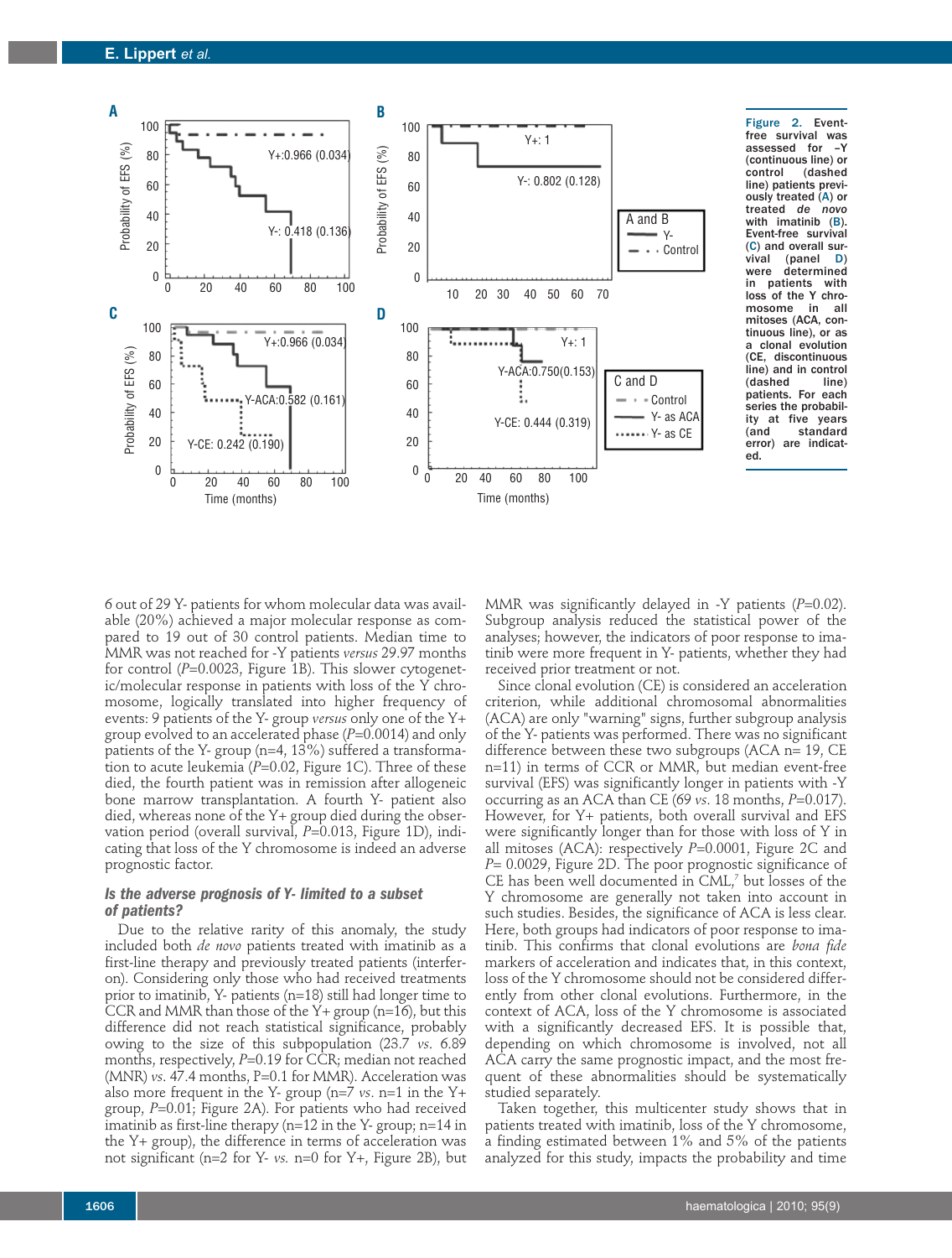Figure 2. Event-free survival was assessed for –Y (continuous line) or control (dashed line) patients previously treated (A) or treated *de novo* with imatinib (B). Event-free survival (C) and overall survival (panel D) were determined in patients with loss of the Y chromosome in all mitoses (ACA, continuous line), or as a clonal evolution (CE, discontinuous line) and in control (dashed line) patients. For each series the probability at five years (and standard error) are indicated.

6 out of 29 Y- patients for whom molecular data was available (20%) achieved a major molecular response as compared to 19 out of 30 control patients. Median time to MMR was not reached for -Y patients *versus* 29.97 months for control (*P*=0.0023, Figure 1B). This slower cytogenetic/molecular response in patients with loss of the Y chromosome, logically translated into higher frequency of events: 9 patients of the Y- group *versus* only one of the Y+ group evolved to an accelerated phase (*P*=0.0014) and only patients of the Y- group (n=4, 13%) suffered a transformation to acute leukemia (*P*=0.02, Figure 1C). Three of these died, the fourth patient was in remission after allogeneic bone marrow transplantation. A fourth Y- patient also died, whereas none of the Y+ group died during the observation period (overall survival, *P*=0.013, Figure 1D), indicating that loss of the Y chromosome is indeed an adverse prognostic factor.

### *Is the adverse prognosis of Y- limited to a subset of patients?*

Due to the relative rarity of this anomaly, the study included both *de novo* patients treated with imatinib as a first-line therapy and previously treated patients (interferon). Considering only those who had received treatments prior to imatinib, Y- patients (n=18) still had longer time to CCR and MMR than those of the Y+ group (n=16), but this difference did not reach statistical significance, probably owing to the size of this subpopulation (23.7 *vs.* 6.89 months, respectively, *P*=0.19 for CCR; median not reached (MNR) *vs.* 47.4 months, P=0.1 for MMR). Acceleration was also more frequent in the Y- group (n=7 *vs.* n=1 in the Y+ group, *P*=0.01; Figure 2A). For patients who had received imatinib as first-line therapy (n=12 in the Y- group; n=14 in the Y+ group), the difference in terms of acceleration was not significant (n=2 for Y- *vs.* n=0 for Y+, Figure 2B), but MMR was significantly delayed in -Y patients (*P*=0.02). Subgroup analysis reduced the statistical power of the analyses; however, the indicators of poor response to imatinib were more frequent in Y- patients, whether they had received prior treatment or not.

Since clonal evolution (CE) is considered an acceleration criterion, while additional chromosomal abnormalities (ACA) are only "warning" signs, further subgroup analysis of the Y- patients was performed. There was no significant difference between these two subgroups (ACA n= 19, CE n=11) in terms of CCR or MMR, but median event-free survival (EFS) was significantly longer in patients with -Y occurring as an ACA than CE (69 *vs.* 18 months, *P*=0.017). However, for Y+ patients, both overall survival and EFS were significantly longer than for those with loss of Y in all mitoses (ACA): respectively *P*=0.0001, Figure 2C and *P*= 0.0029, Figure 2D. The poor prognostic significance of CE has been well documented in CML,[7] but losses of the Y chromosome are generally not taken into account in such studies. Besides, the significance of ACA is less clear. Here, both groups had indicators of poor response to imatinib. This confirms that clonal evolutions are *bona fide* markers of acceleration and indicates that, in this context, loss of the Y chromosome should not be considered differently from other clonal evolutions. Furthermore, in the context of ACA, loss of the Y chromosome is associated with a significantly decreased EFS. It is possible that, depending on which chromosome is involved, not all ACA carry the same prognostic impact, and the most frequent of these abnormalities should be systematically studied separately.

Taken together, this multicenter study shows that in patients treated with imatinib, loss of the Y chromosome, a finding estimated between 1% and 5% of the patients analyzed for this study, impacts the probability and time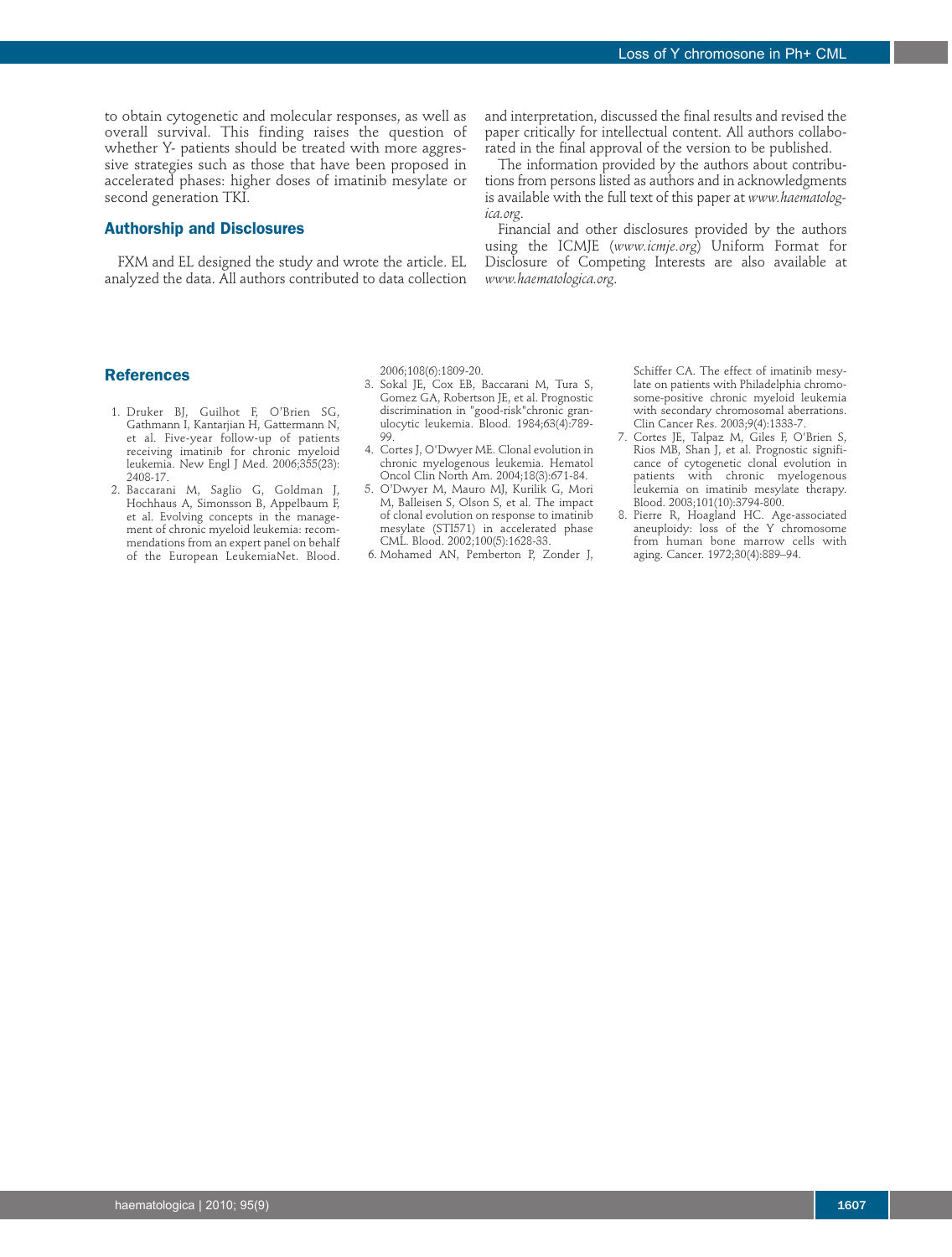to obtain cytogenetic and molecular responses, as well as overall survival. This finding raises the question of whether Y- patients should be treated with more aggressive strategies such as those that have been proposed in accelerated phases: higher doses of imatinib mesylate or second generation TKI.

## Authorship and Disclosures

FXM and EL designed the study and wrote the article. EL analyzed the data. All authors contributed to data collection and interpretation, discussed the final results and revised the paper critically for intellectual content. All authors collaborated in the final approval of the version to be published.

The information provided by the authors about contributions from persons listed as authors and in acknowledgments is available with the full text of this paper at *www.haematologica.org*.

Financial and other disclosures provided by the authors using the ICMJE (*www.icmje.org*) Uniform Format for Disclosure of Competing Interests are also available at *www.haematologica.org*.

## References

1. Druker BJ, Guilhot F, O'Brien SG, Gathmann I, Kantarjian H, Gattermann N, et al. Five-year follow-up of patients receiving imatinib for chronic myeloid leukemia. New Engl J Med. 2006;355(23): 2408-17.
2. Baccarani M, Saglio G, Goldman J, Hochhaus A, Simonsson B, Appelbaum F, et al. Evolving concepts in the management of chronic myeloid leukemia: recommendations from an expert panel on behalf of the European LeukemiaNet. Blood. 2006;108(6):1809-20.
3. Sokal JE, Cox EB, Baccarani M, Tura S, Gomez GA, Robertson JE, et al. Prognostic discrimination in "good-risk"chronic granulocytic leukemia. Blood. 1984;63(4):789-99.
4. Cortes J, O'Dwyer ME. Clonal evolution in chronic myelogenous leukemia. Hematol Oncol Clin North Am. 2004;18(3):671-84.
5. O'Dwyer M, Mauro MJ, Kurilik G, Mori M, Balleisen S, Olson S, et al. The impact of clonal evolution on response to imatinib mesylate (STI571) in accelerated phase CML. Blood. 2002;100(5):1628-33.
6. Mohamed AN, Pemberton P, Zonder J, Schiffer CA. The effect of imatinib mesylate on patients with Philadelphia chromosome-positive chronic myeloid leukemia with secondary chromosomal aberrations. Clin Cancer Res. 2003;9(4):1333-7.
7. Cortes JE, Talpaz M, Giles F, O'Brien S, Rios MB, Shan J, et al. Prognostic significance of cytogenetic clonal evolution in patients with chronic myelogenous leukemia on imatinib mesylate therapy. Blood. 2003;101(10):3794-800.
8. Pierre R, Hoagland HC. Age-associated aneuploidy: loss of the Y chromosome from human bone marrow cells with aging. Cancer. 1972;30(4):889–94.